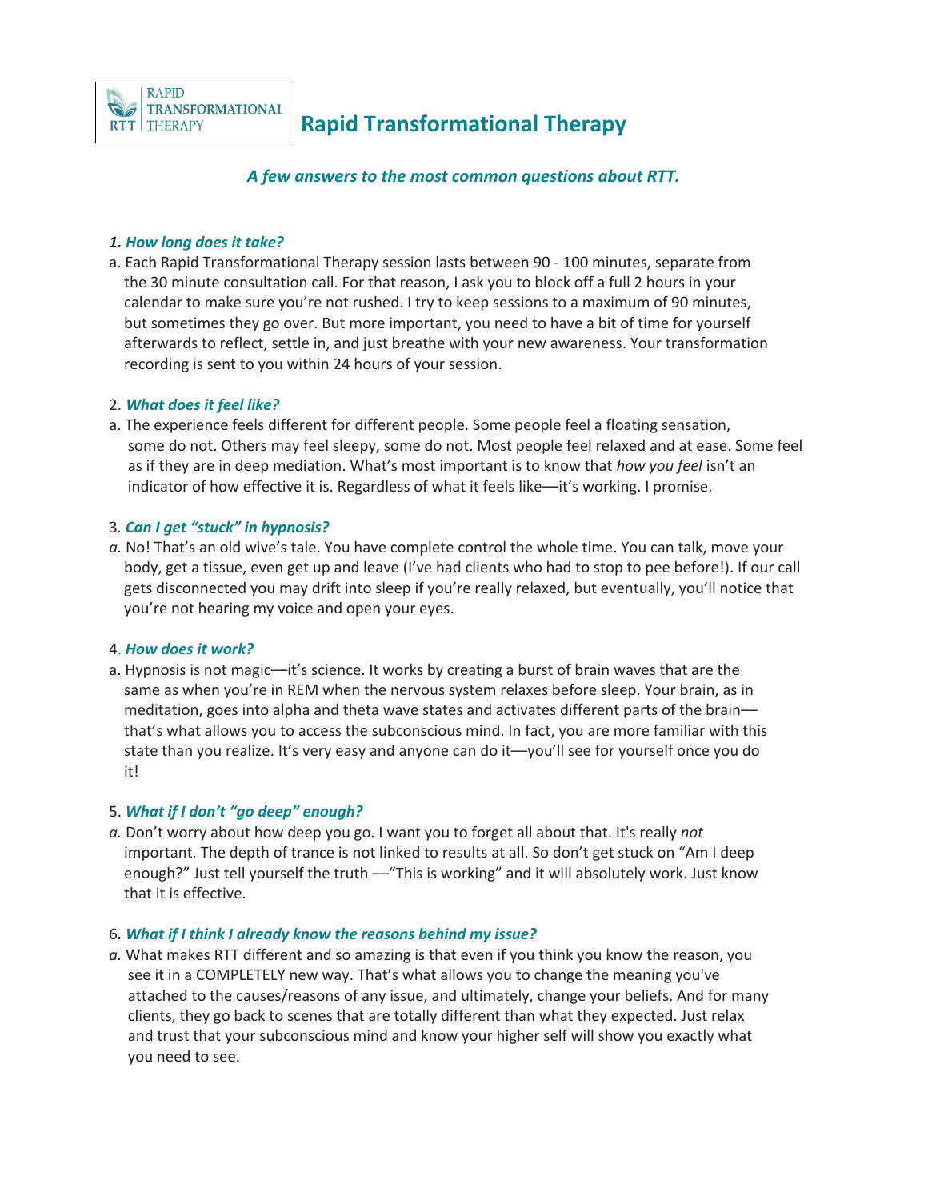RAPID TRANSFORMATIONAL THERAPY
RTT

# Rapid Transformational Therapy

***A few answers to the most common questions about RTT.***

***1. How long does it take?***

a. Each Rapid Transformational Therapy session lasts between 90 - 100 minutes, separate from the 30 minute consultation call. For that reason, I ask you to block off a full 2 hours in your calendar to make sure you're not rushed. I try to keep sessions to a maximum of 90 minutes, but sometimes they go over. But more important, you need to have a bit of time for yourself afterwards to reflect, settle in, and just breathe with your new awareness. Your transformation recording is sent to you within 24 hours of your session.

2. ***What does it feel like?***

a. The experience feels different for different people. Some people feel a floating sensation, some do not. Others may feel sleepy, some do not. Most people feel relaxed and at ease. Some feel as if they are in deep mediation. What's most important is to know that *how you feel* isn't an indicator of how effective it is. Regardless of what it feels like—it's working. I promise.

3. ***Can I get "stuck" in hypnosis?***

*a.* No! That's an old wive's tale. You have complete control the whole time. You can talk, move your body, get a tissue, even get up and leave (I've had clients who had to stop to pee before!). If our call gets disconnected you may drift into sleep if you're really relaxed, but eventually, you'll notice that you're not hearing my voice and open your eyes.

4. ***How does it work?***

a. Hypnosis is not magic—it's science. It works by creating a burst of brain waves that are the same as when you're in REM when the nervous system relaxes before sleep. Your brain, as in meditation, goes into alpha and theta wave states and activates different parts of the brain—that's what allows you to access the subconscious mind. In fact, you are more familiar with this state than you realize. It's very easy and anyone can do it—you'll see for yourself once you do it!

5. ***What if I don't "go deep" enough?***

*a.* Don't worry about how deep you go. I want you to forget all about that. It's really *not* important. The depth of trance is not linked to results at all. So don't get stuck on "Am I deep enough?" Just tell yourself the truth —"This is working" and it will absolutely work. Just know that it is effective.

6***. What if I think I already know the reasons behind my issue?***

*a.* What makes RTT different and so amazing is that even if you think you know the reason, you see it in a COMPLETELY new way. That's what allows you to change the meaning you've attached to the causes/reasons of any issue, and ultimately, change your beliefs. And for many clients, they go back to scenes that are totally different than what they expected. Just relax and trust that your subconscious mind and know your higher self will show you exactly what you need to see.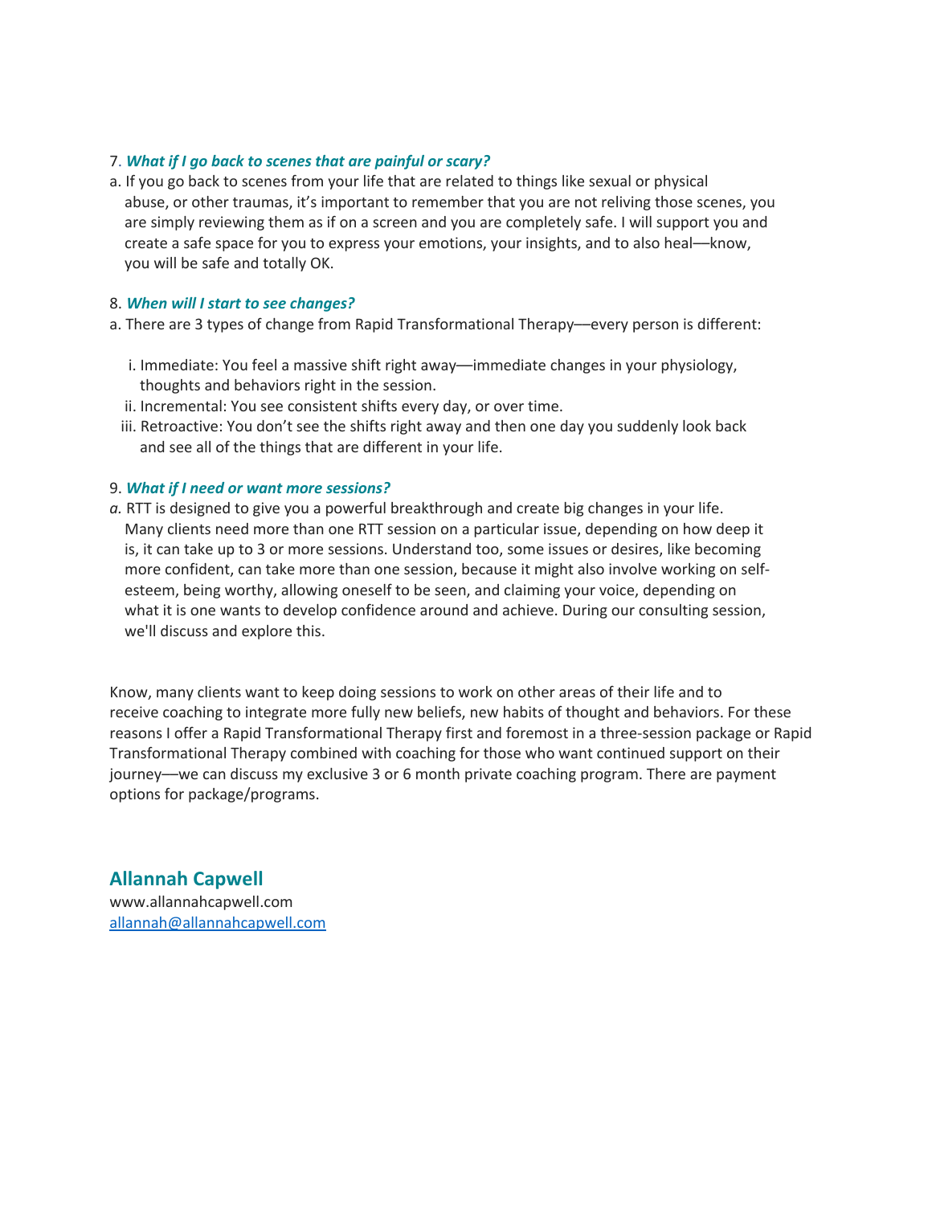7. ***What if I go back to scenes that are painful or scary?***

a. If you go back to scenes from your life that are related to things like sexual or physical abuse, or other traumas, it's important to remember that you are not reliving those scenes, you are simply reviewing them as if on a screen and you are completely safe. I will support you and create a safe space for you to express your emotions, your insights, and to also heal—know, you will be safe and totally OK.

8. ***When will I start to see changes?***

a. There are 3 types of change from Rapid Transformational Therapy—every person is different:

   i. Immediate: You feel a massive shift right away—immediate changes in your physiology, thoughts and behaviors right in the session.
   ii. Incremental: You see consistent shifts every day, or over time.
   iii. Retroactive: You don't see the shifts right away and then one day you suddenly look back and see all of the things that are different in your life.

9. ***What if I need or want more sessions?***

*a.* RTT is designed to give you a powerful breakthrough and create big changes in your life. Many clients need more than one RTT session on a particular issue, depending on how deep it is, it can take up to 3 or more sessions. Understand too, some issues or desires, like becoming more confident, can take more than one session, because it might also involve working on self-esteem, being worthy, allowing oneself to be seen, and claiming your voice, depending on what it is one wants to develop confidence around and achieve. During our consulting session, we'll discuss and explore this.

Know, many clients want to keep doing sessions to work on other areas of their life and to receive coaching to integrate more fully new beliefs, new habits of thought and behaviors. For these reasons I offer a Rapid Transformational Therapy first and foremost in a three-session package or Rapid Transformational Therapy combined with coaching for those who want continued support on their journey—we can discuss my exclusive 3 or 6 month private coaching program. There are payment options for package/programs.

**Allannah Capwell**

www.allannahcapwell.com

allannah@allannahcapwell.com